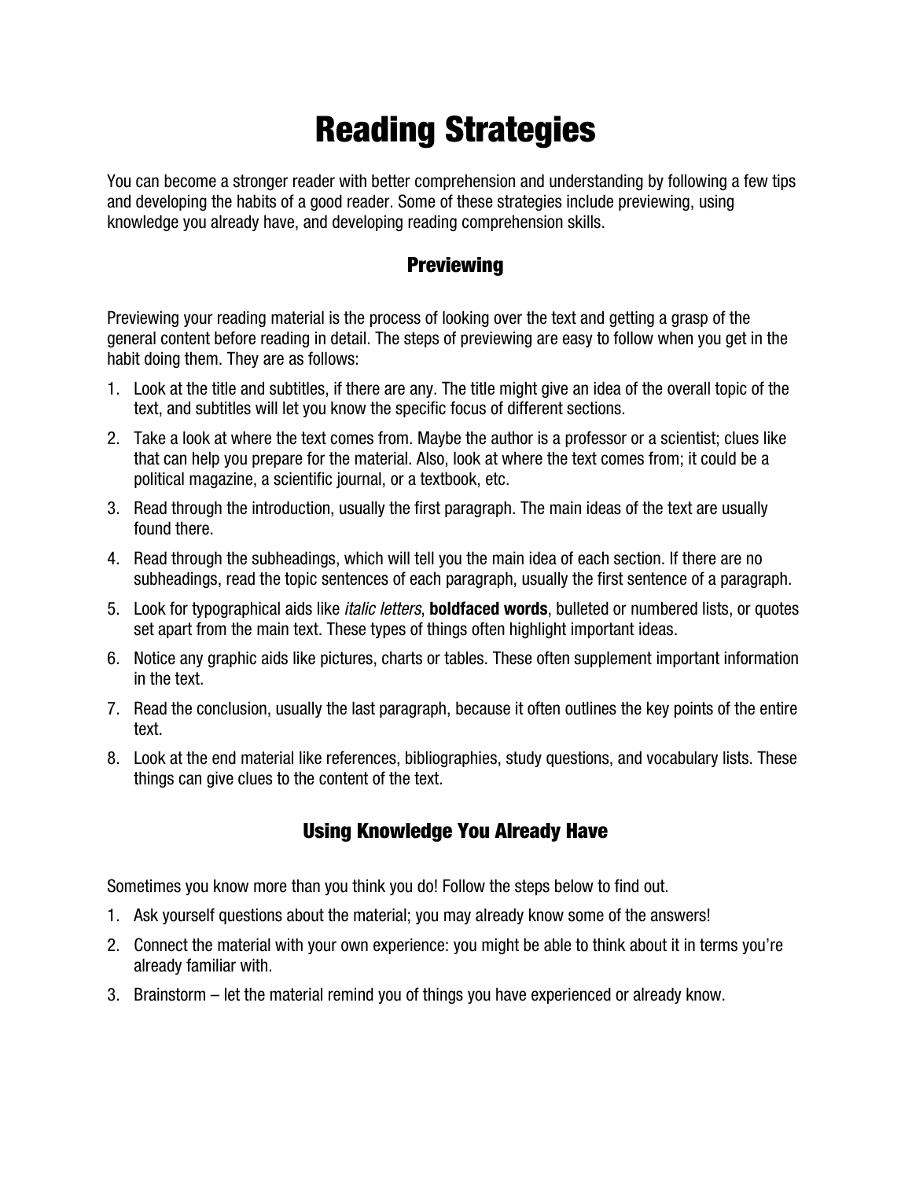# Reading Strategies

You can become a stronger reader with better comprehension and understanding by following a few tips and developing the habits of a good reader. Some of these strategies include previewing, using knowledge you already have, and developing reading comprehension skills.

## Previewing

Previewing your reading material is the process of looking over the text and getting a grasp of the general content before reading in detail. The steps of previewing are easy to follow when you get in the habit doing them. They are as follows:

1. Look at the title and subtitles, if there are any. The title might give an idea of the overall topic of the text, and subtitles will let you know the specific focus of different sections.
2. Take a look at where the text comes from. Maybe the author is a professor or a scientist; clues like that can help you prepare for the material. Also, look at where the text comes from; it could be a political magazine, a scientific journal, or a textbook, etc.
3. Read through the introduction, usually the first paragraph. The main ideas of the text are usually found there.
4. Read through the subheadings, which will tell you the main idea of each section. If there are no subheadings, read the topic sentences of each paragraph, usually the first sentence of a paragraph.
5. Look for typographical aids like *italic letters*, **boldfaced words**, bulleted or numbered lists, or quotes set apart from the main text. These types of things often highlight important ideas.
6. Notice any graphic aids like pictures, charts or tables. These often supplement important information in the text.
7. Read the conclusion, usually the last paragraph, because it often outlines the key points of the entire text.
8. Look at the end material like references, bibliographies, study questions, and vocabulary lists. These things can give clues to the content of the text.

## Using Knowledge You Already Have

Sometimes you know more than you think you do! Follow the steps below to find out.

1. Ask yourself questions about the material; you may already know some of the answers!
2. Connect the material with your own experience: you might be able to think about it in terms you're already familiar with.
3. Brainstorm – let the material remind you of things you have experienced or already know.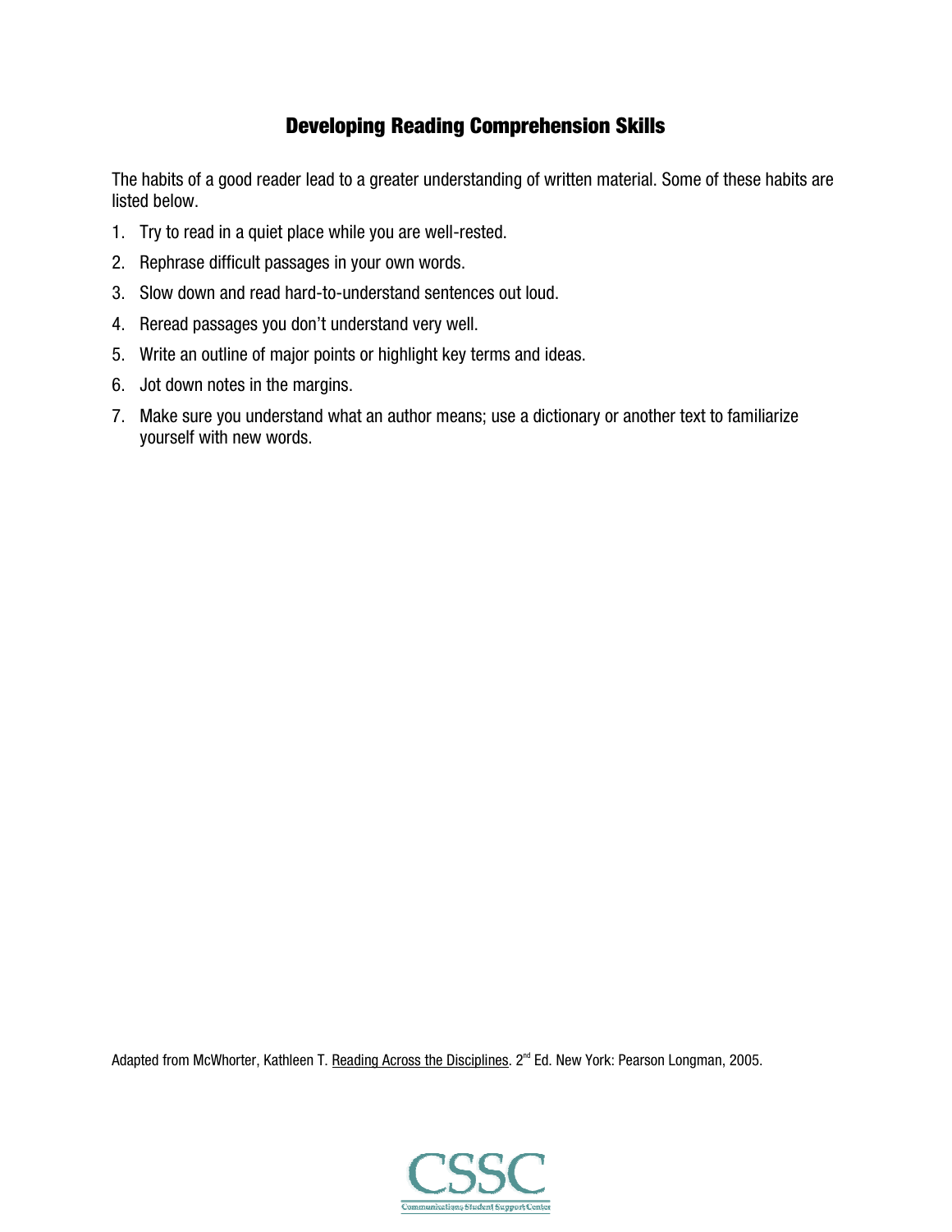## Developing Reading Comprehension Skills

The habits of a good reader lead to a greater understanding of written material. Some of these habits are listed below.

1. Try to read in a quiet place while you are well-rested.
2. Rephrase difficult passages in your own words.
3. Slow down and read hard-to-understand sentences out loud.
4. Reread passages you don't understand very well.
5. Write an outline of major points or highlight key terms and ideas.
6. Jot down notes in the margins.
7. Make sure you understand what an author means; use a dictionary or another text to familiarize yourself with new words.

Adapted from McWhorter, Kathleen T. Reading Across the Disciplines. 2nd Ed. New York: Pearson Longman, 2005.